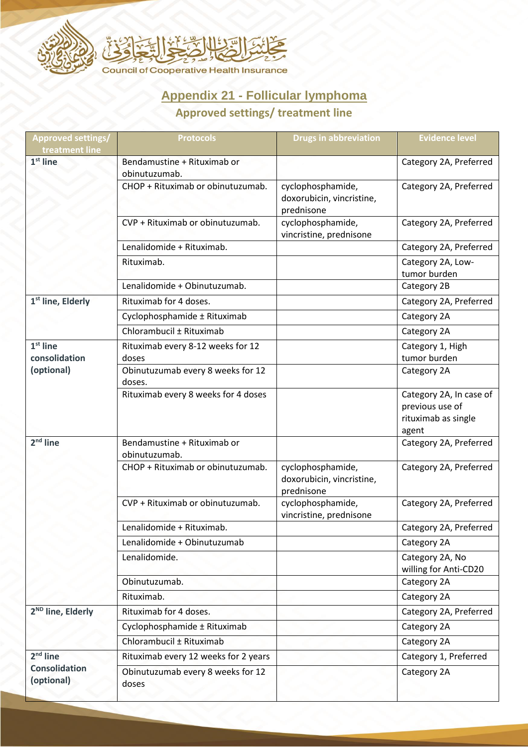## Appendix 21 - Follicular lymphoma

### Approved settings/ treatment line

| Approved settings/ treatment line | Protocols | Drugs in abbreviation | Evidence level |
|---|---|---|---|
| 1st line | Bendamustine + Rituximab or obinutuzumab. | | Category 2A, Preferred |
| | CHOP + Rituximab or obinutuzumab. | cyclophosphamide, doxorubicin, vincristine, prednisone | Category 2A, Preferred |
| | CVP + Rituximab or obinutuzumab. | cyclophosphamide, vincristine, prednisone | Category 2A, Preferred |
| | Lenalidomide + Rituximab. | | Category 2A, Preferred |
| | Rituximab. | | Category 2A, Low-tumor burden |
| | Lenalidomide + Obinutuzumab. | | Category 2B |
| 1st line, Elderly | Rituximab for 4 doses. | | Category 2A, Preferred |
| | Cyclophosphamide ± Rituximab | | Category 2A |
| | Chlorambucil ± Rituximab | | Category 2A |
| 1st line consolidation (optional) | Rituximab every 8-12 weeks for 12 doses | | Category 1, High tumor burden |
| | Obinutuzumab every 8 weeks for 12 doses. | | Category 2A |
| | Rituximab every 8 weeks for 4 doses | | Category 2A, In case of previous use of rituximab as single agent |
| 2nd line | Bendamustine + Rituximab or obinutuzumab. | | Category 2A, Preferred |
| | CHOP + Rituximab or obinutuzumab. | cyclophosphamide, doxorubicin, vincristine, prednisone | Category 2A, Preferred |
| | CVP + Rituximab or obinutuzumab. | cyclophosphamide, vincristine, prednisone | Category 2A, Preferred |
| | Lenalidomide + Rituximab. | | Category 2A, Preferred |
| | Lenalidomide + Obinutuzumab | | Category 2A |
| | Lenalidomide. | | Category 2A, No willing for Anti-CD20 |
| | Obinutuzumab. | | Category 2A |
| | Rituximab. | | Category 2A |
| 2ND line, Elderly | Rituximab for 4 doses. | | Category 2A, Preferred |
| | Cyclophosphamide ± Rituximab | | Category 2A |
| | Chlorambucil ± Rituximab | | Category 2A |
| 2nd line Consolidation (optional) | Rituximab every 12 weeks for 2 years | | Category 1, Preferred |
| | Obinutuzumab every 8 weeks for 12 doses | | Category 2A |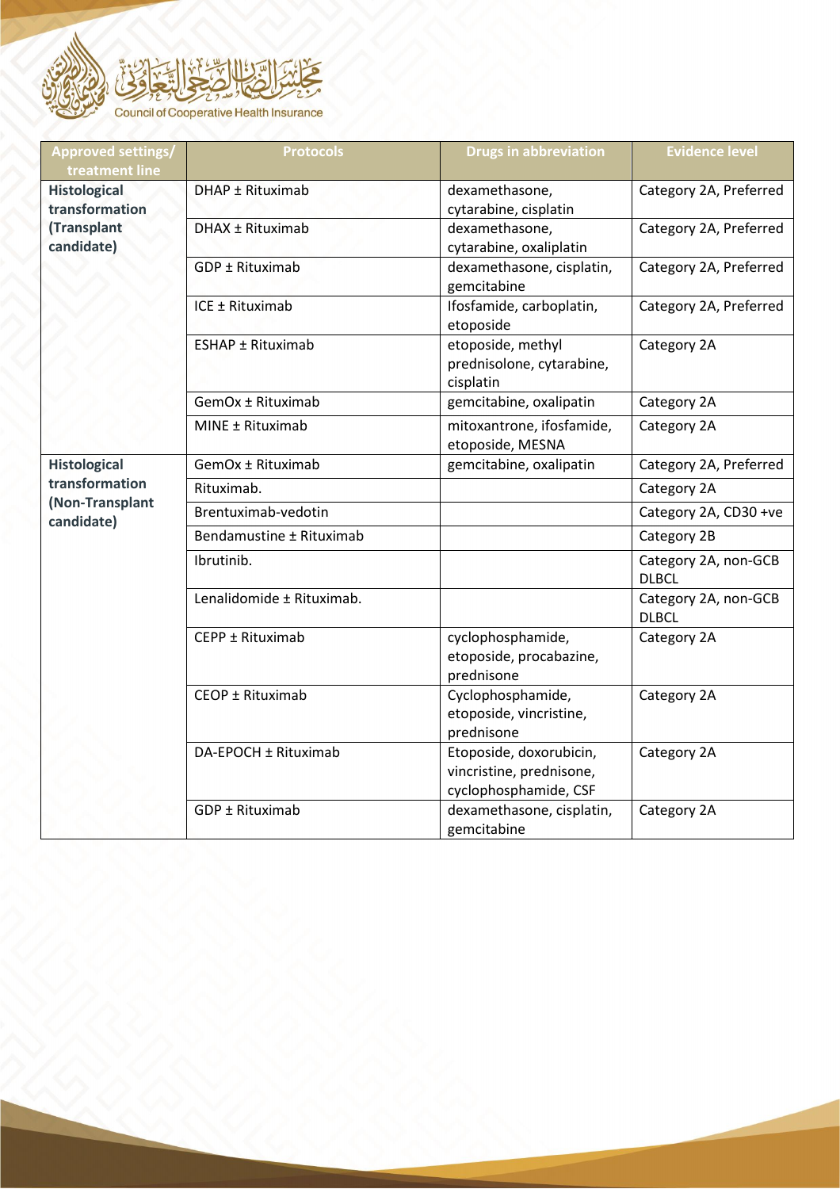| Approved settings/ treatment line | Protocols | Drugs in abbreviation | Evidence level |
|---|---|---|---|
| **Histological transformation (Transplant candidate)** | DHAP ± Rituximab | dexamethasone, cytarabine, cisplatin | Category 2A, Preferred |
| | DHAX ± Rituximab | dexamethasone, cytarabine, oxaliplatin | Category 2A, Preferred |
| | GDP ± Rituximab | dexamethasone, cisplatin, gemcitabine | Category 2A, Preferred |
| | ICE ± Rituximab | Ifosfamide, carboplatin, etoposide | Category 2A, Preferred |
| | ESHAP ± Rituximab | etoposide, methyl prednisolone, cytarabine, cisplatin | Category 2A |
| | GemOx ± Rituximab | gemcitabine, oxalipatin | Category 2A |
| | MINE ± Rituximab | mitoxantrone, ifosfamide, etoposide, MESNA | Category 2A |
| **Histological transformation (Non-Transplant candidate)** | GemOx ± Rituximab | gemcitabine, oxalipatin | Category 2A, Preferred |
| | Rituximab. | | Category 2A |
| | Brentuximab-vedotin | | Category 2A, CD30 +ve |
| | Bendamustine ± Rituximab | | Category 2B |
| | Ibrutinib. | | Category 2A, non-GCB DLBCL |
| | Lenalidomide ± Rituximab. | | Category 2A, non-GCB DLBCL |
| | CEPP ± Rituximab | cyclophosphamide, etoposide, procabazine, prednisone | Category 2A |
| | CEOP ± Rituximab | Cyclophosphamide, etoposide, vincristine, prednisone | Category 2A |
| | DA-EPOCH ± Rituximab | Etoposide, doxorubicin, vincristine, prednisone, cyclophosphamide, CSF | Category 2A |
| | GDP ± Rituximab | dexamethasone, cisplatin, gemcitabine | Category 2A |